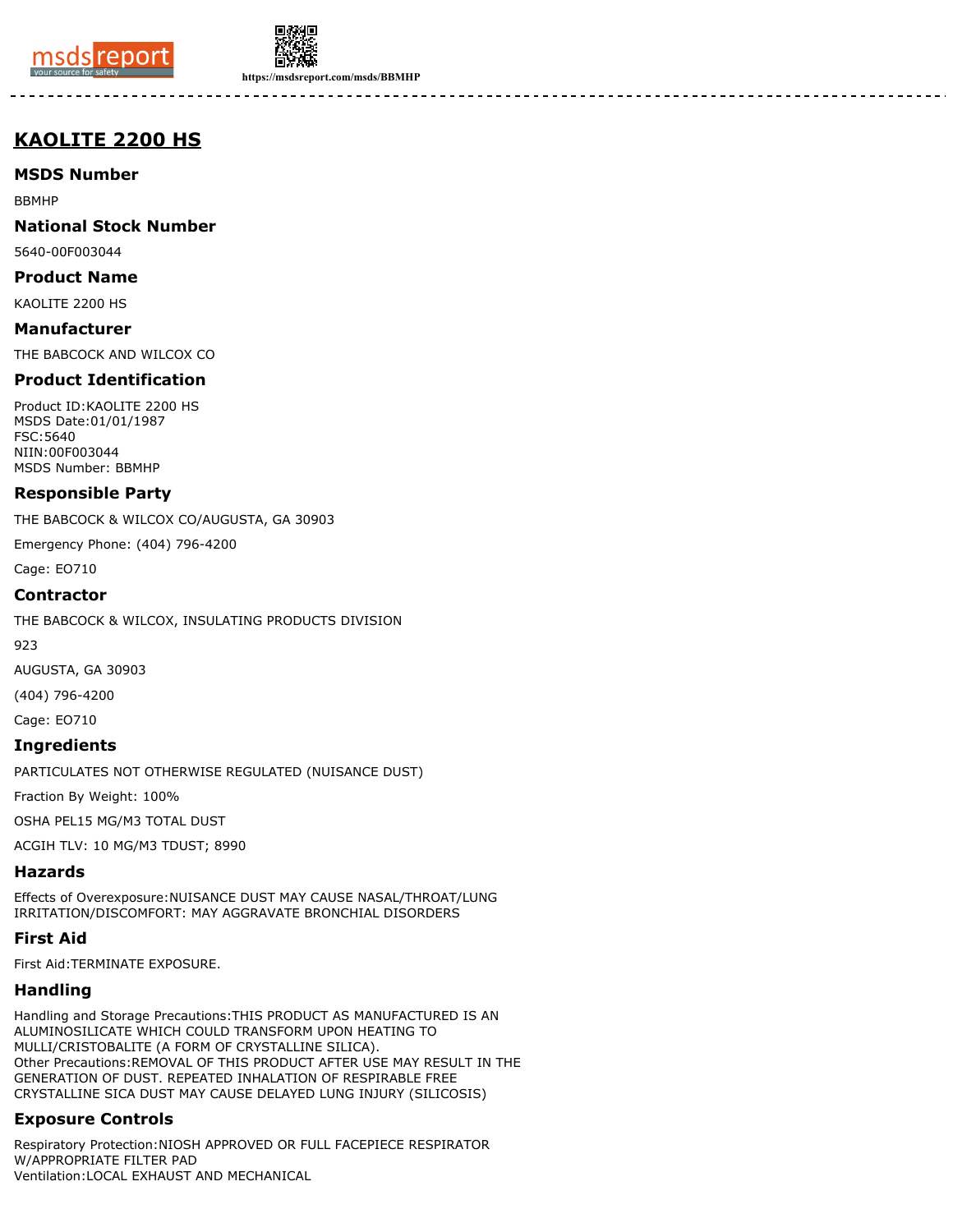# KAOLITE 2200 HS

## MSDS Number

BBMHP

## National Stock Number

5640-00F003044

## Product Name

KAOLITE 2200 HS

## Manufacturer

THE BABCOCK AND WILCOX CO

## Product Identification

Product ID:KAOLITE 2200 HS
MSDS Date:01/01/1987
FSC:5640
NIIN:00F003044
MSDS Number: BBMHP

## Responsible Party

THE BABCOCK & WILCOX CO/AUGUSTA, GA 30903

Emergency Phone: (404) 796-4200

Cage: EO710

## Contractor

THE BABCOCK & WILCOX, INSULATING PRODUCTS DIVISION

923

AUGUSTA, GA 30903

(404) 796-4200

Cage: EO710

## Ingredients

PARTICULATES NOT OTHERWISE REGULATED (NUISANCE DUST)

Fraction By Weight: 100%

OSHA PEL15 MG/M3 TOTAL DUST

ACGIH TLV: 10 MG/M3 TDUST; 8990

## Hazards

Effects of Overexposure:NUISANCE DUST MAY CAUSE NASAL/THROAT/LUNG IRRITATION/DISCOMFORT: MAY AGGRAVATE BRONCHIAL DISORDERS

## First Aid

First Aid:TERMINATE EXPOSURE.

## Handling

Handling and Storage Precautions:THIS PRODUCT AS MANUFACTURED IS AN ALUMINOSILICATE WHICH COULD TRANSFORM UPON HEATING TO MULLI/CRISTOBALITE (A FORM OF CRYSTALLINE SILICA).
Other Precautions:REMOVAL OF THIS PRODUCT AFTER USE MAY RESULT IN THE GENERATION OF DUST. REPEATED INHALATION OF RESPIRABLE FREE CRYSTALLINE SICA DUST MAY CAUSE DELAYED LUNG INJURY (SILICOSIS)

## Exposure Controls

Respiratory Protection:NIOSH APPROVED OR FULL FACEPIECE RESPIRATOR W/APPROPRIATE FILTER PAD
Ventilation:LOCAL EXHAUST AND MECHANICAL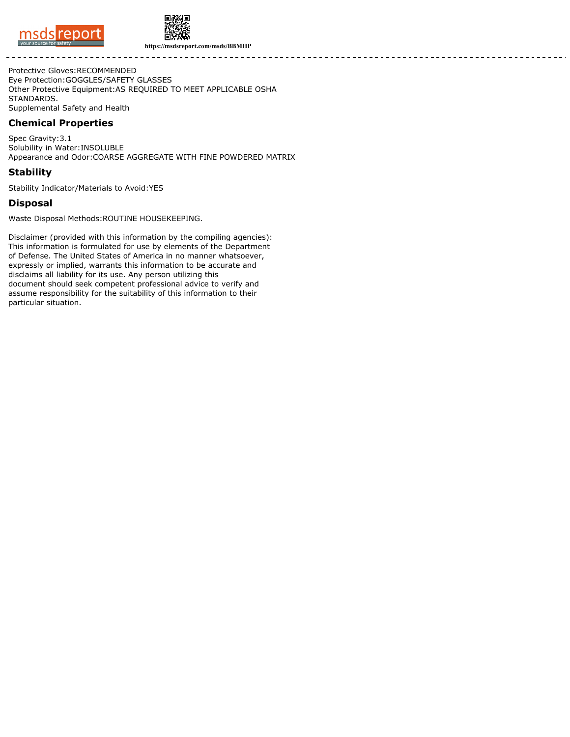Protective Gloves:RECOMMENDED
Eye Protection:GOGGLES/SAFETY GLASSES
Other Protective Equipment:AS REQUIRED TO MEET APPLICABLE OSHA STANDARDS.
Supplemental Safety and Health

## Chemical Properties

Spec Gravity:3.1
Solubility in Water:INSOLUBLE
Appearance and Odor:COARSE AGGREGATE WITH FINE POWDERED MATRIX

## Stability

Stability Indicator/Materials to Avoid:YES

## Disposal

Waste Disposal Methods:ROUTINE HOUSEKEEPING.

Disclaimer (provided with this information by the compiling agencies): This information is formulated for use by elements of the Department of Defense. The United States of America in no manner whatsoever, expressly or implied, warrants this information to be accurate and disclaims all liability for its use. Any person utilizing this document should seek competent professional advice to verify and assume responsibility for the suitability of this information to their particular situation.